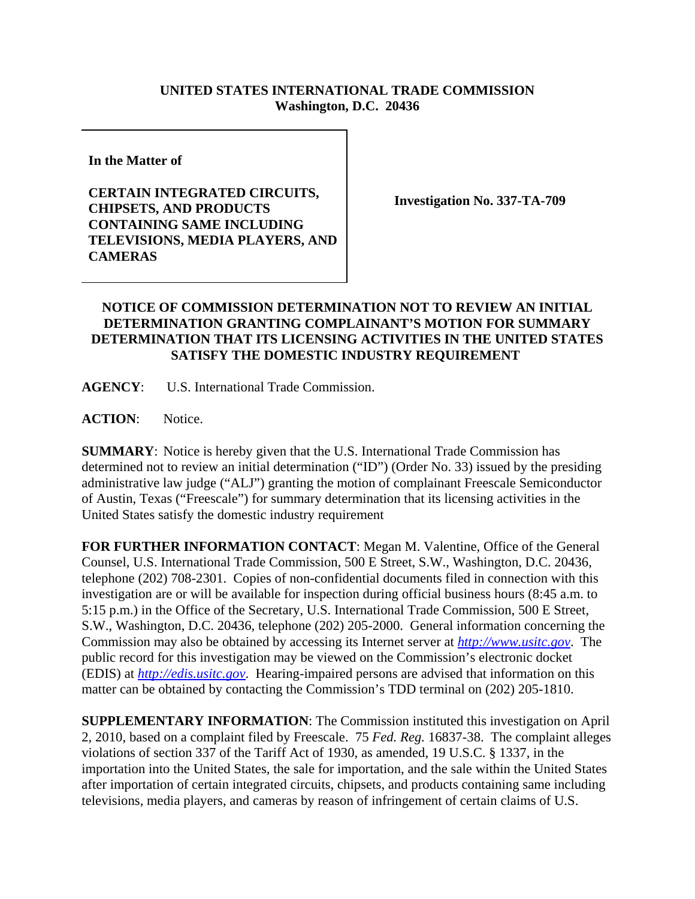**UNITED STATES INTERNATIONAL TRADE COMMISSION**
**Washington, D.C. 20436**

**In the Matter of**

**CERTAIN INTEGRATED CIRCUITS, CHIPSETS, AND PRODUCTS CONTAINING SAME INCLUDING TELEVISIONS, MEDIA PLAYERS, AND CAMERAS**

**Investigation No. 337-TA-709**

**NOTICE OF COMMISSION DETERMINATION NOT TO REVIEW AN INITIAL DETERMINATION GRANTING COMPLAINANT'S MOTION FOR SUMMARY DETERMINATION THAT ITS LICENSING ACTIVITIES IN THE UNITED STATES SATISFY THE DOMESTIC INDUSTRY REQUIREMENT**

**AGENCY**: U.S. International Trade Commission.

**ACTION**: Notice.

**SUMMARY**: Notice is hereby given that the U.S. International Trade Commission has determined not to review an initial determination ("ID") (Order No. 33) issued by the presiding administrative law judge ("ALJ") granting the motion of complainant Freescale Semiconductor of Austin, Texas ("Freescale") for summary determination that its licensing activities in the United States satisfy the domestic industry requirement

**FOR FURTHER INFORMATION CONTACT**: Megan M. Valentine, Office of the General Counsel, U.S. International Trade Commission, 500 E Street, S.W., Washington, D.C. 20436, telephone (202) 708-2301. Copies of non-confidential documents filed in connection with this investigation are or will be available for inspection during official business hours (8:45 a.m. to 5:15 p.m.) in the Office of the Secretary, U.S. International Trade Commission, 500 E Street, S.W., Washington, D.C. 20436, telephone (202) 205-2000. General information concerning the Commission may also be obtained by accessing its Internet server at *http://www.usitc.gov*. The public record for this investigation may be viewed on the Commission's electronic docket (EDIS) at *http://edis.usitc.gov*. Hearing-impaired persons are advised that information on this matter can be obtained by contacting the Commission's TDD terminal on (202) 205-1810.

**SUPPLEMENTARY INFORMATION**: The Commission instituted this investigation on April 2, 2010, based on a complaint filed by Freescale. 75 *Fed. Reg.* 16837-38. The complaint alleges violations of section 337 of the Tariff Act of 1930, as amended, 19 U.S.C. § 1337, in the importation into the United States, the sale for importation, and the sale within the United States after importation of certain integrated circuits, chipsets, and products containing same including televisions, media players, and cameras by reason of infringement of certain claims of U.S.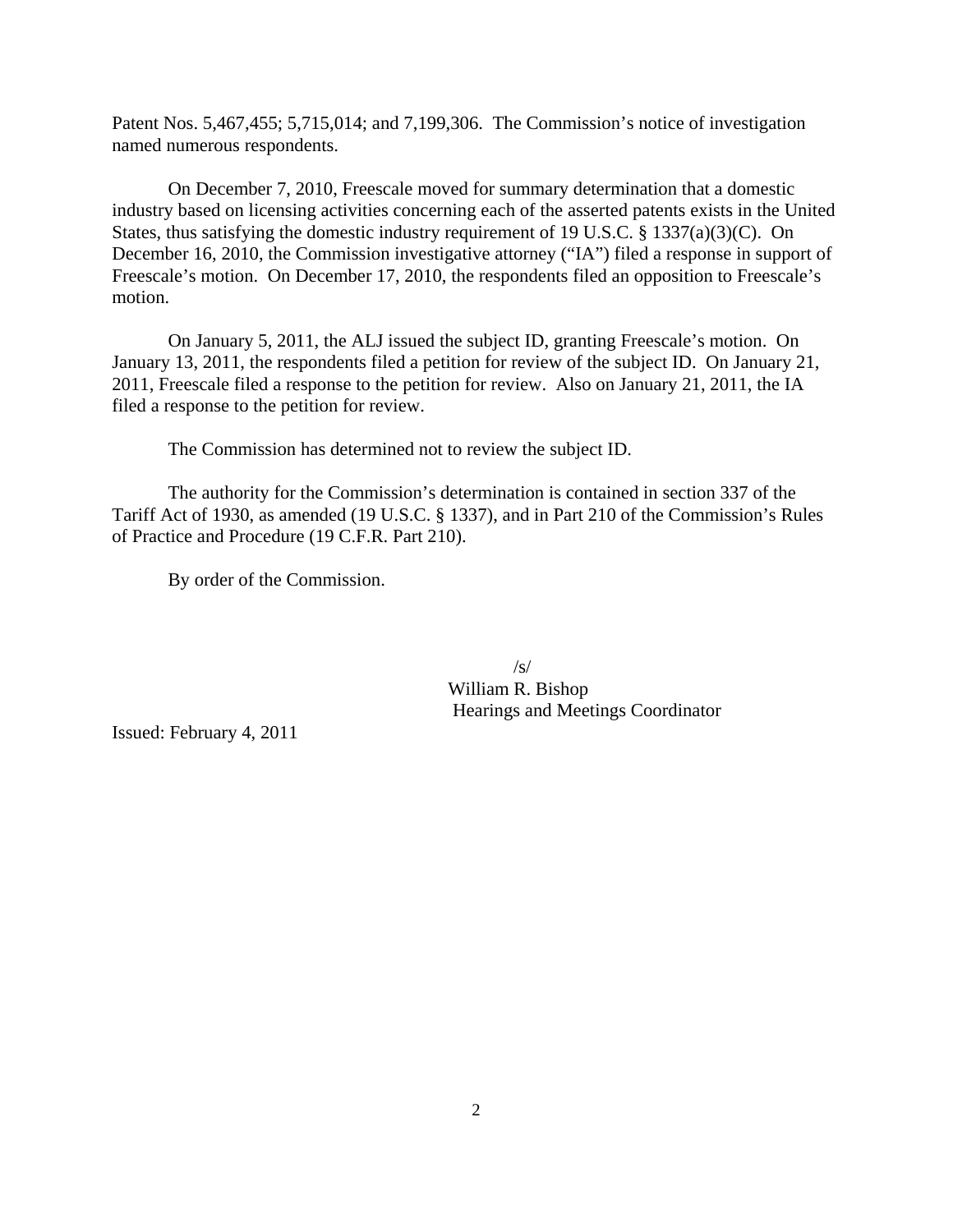Patent Nos. 5,467,455; 5,715,014; and 7,199,306. The Commission's notice of investigation named numerous respondents.

On December 7, 2010, Freescale moved for summary determination that a domestic industry based on licensing activities concerning each of the asserted patents exists in the United States, thus satisfying the domestic industry requirement of 19 U.S.C. § 1337(a)(3)(C). On December 16, 2010, the Commission investigative attorney ("IA") filed a response in support of Freescale's motion. On December 17, 2010, the respondents filed an opposition to Freescale's motion.

On January 5, 2011, the ALJ issued the subject ID, granting Freescale's motion. On January 13, 2011, the respondents filed a petition for review of the subject ID. On January 21, 2011, Freescale filed a response to the petition for review. Also on January 21, 2011, the IA filed a response to the petition for review.

The Commission has determined not to review the subject ID.

The authority for the Commission's determination is contained in section 337 of the Tariff Act of 1930, as amended (19 U.S.C. § 1337), and in Part 210 of the Commission's Rules of Practice and Procedure (19 C.F.R. Part 210).

By order of the Commission.

/s/
William R. Bishop
Hearings and Meetings Coordinator

Issued: February 4, 2011